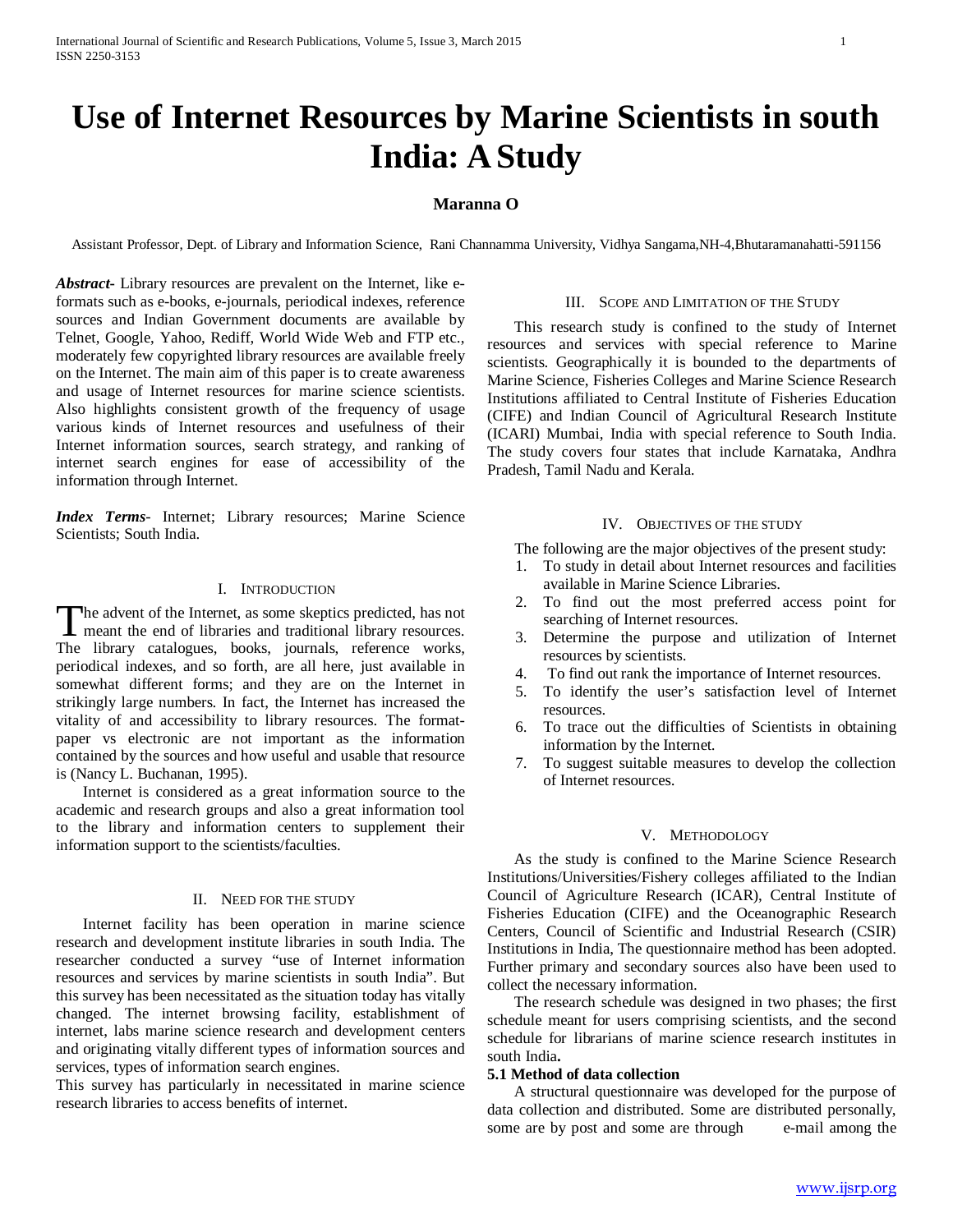# Use of Internet Resources by Marine Scientists in south India: A Study

**Maranna O**

Assistant Professor, Dept. of Library and Information Science, Rani Channamma University, Vidhya Sangama,NH-4,Bhutaramanahatti-591156

***Abstract-*** Library resources are prevalent on the Internet, like e-formats such as e-books, e-journals, periodical indexes, reference sources and Indian Government documents are available by Telnet, Google, Yahoo, Rediff, World Wide Web and FTP etc., moderately few copyrighted library resources are available freely on the Internet. The main aim of this paper is to create awareness and usage of Internet resources for marine science scientists. Also highlights consistent growth of the frequency of usage various kinds of Internet resources and usefulness of their Internet information sources, search strategy, and ranking of internet search engines for ease of accessibility of the information through Internet.

***Index Terms*-** Internet; Library resources; Marine Science Scientists; South India.

## I. Introduction

The advent of the Internet, as some skeptics predicted, has not meant the end of libraries and traditional library resources. The library catalogues, books, journals, reference works, periodical indexes, and so forth, are all here, just available in somewhat different forms; and they are on the Internet in strikingly large numbers. In fact, the Internet has increased the vitality of and accessibility to library resources. The format-paper vs electronic are not important as the information contained by the sources and how useful and usable that resource is (Nancy L. Buchanan, 1995).

Internet is considered as a great information source to the academic and research groups and also a great information tool to the library and information centers to supplement their information support to the scientists/faculties.

## II. Need for the Study

Internet facility has been operation in marine science research and development institute libraries in south India. The researcher conducted a survey "use of Internet information resources and services by marine scientists in south India". But this survey has been necessitated as the situation today has vitally changed. The internet browsing facility, establishment of internet, labs marine science research and development centers and originating vitally different types of information sources and services, types of information search engines.

This survey has particularly in necessitated in marine science research libraries to access benefits of internet.

## III. Scope and Limitation of the Study

This research study is confined to the study of Internet resources and services with special reference to Marine scientists. Geographically it is bounded to the departments of Marine Science, Fisheries Colleges and Marine Science Research Institutions affiliated to Central Institute of Fisheries Education (CIFE) and Indian Council of Agricultural Research Institute (ICARI) Mumbai, India with special reference to South India. The study covers four states that include Karnataka, Andhra Pradesh, Tamil Nadu and Kerala.

## IV. Objectives of the Study

The following are the major objectives of the present study:

1. To study in detail about Internet resources and facilities available in Marine Science Libraries.
2. To find out the most preferred access point for searching of Internet resources.
3. Determine the purpose and utilization of Internet resources by scientists.
4. To find out rank the importance of Internet resources.
5. To identify the user's satisfaction level of Internet resources.
6. To trace out the difficulties of Scientists in obtaining information by the Internet.
7. To suggest suitable measures to develop the collection of Internet resources.

## V. Methodology

As the study is confined to the Marine Science Research Institutions/Universities/Fishery colleges affiliated to the Indian Council of Agriculture Research (ICAR), Central Institute of Fisheries Education (CIFE) and the Oceanographic Research Centers, Council of Scientific and Industrial Research (CSIR) Institutions in India, The questionnaire method has been adopted. Further primary and secondary sources also have been used to collect the necessary information.

The research schedule was designed in two phases; the first schedule meant for users comprising scientists, and the second schedule for librarians of marine science research institutes in south India**.**

### 5.1 Method of data collection

A structural questionnaire was developed for the purpose of data collection and distributed. Some are distributed personally, some are by post and some are through e-mail among the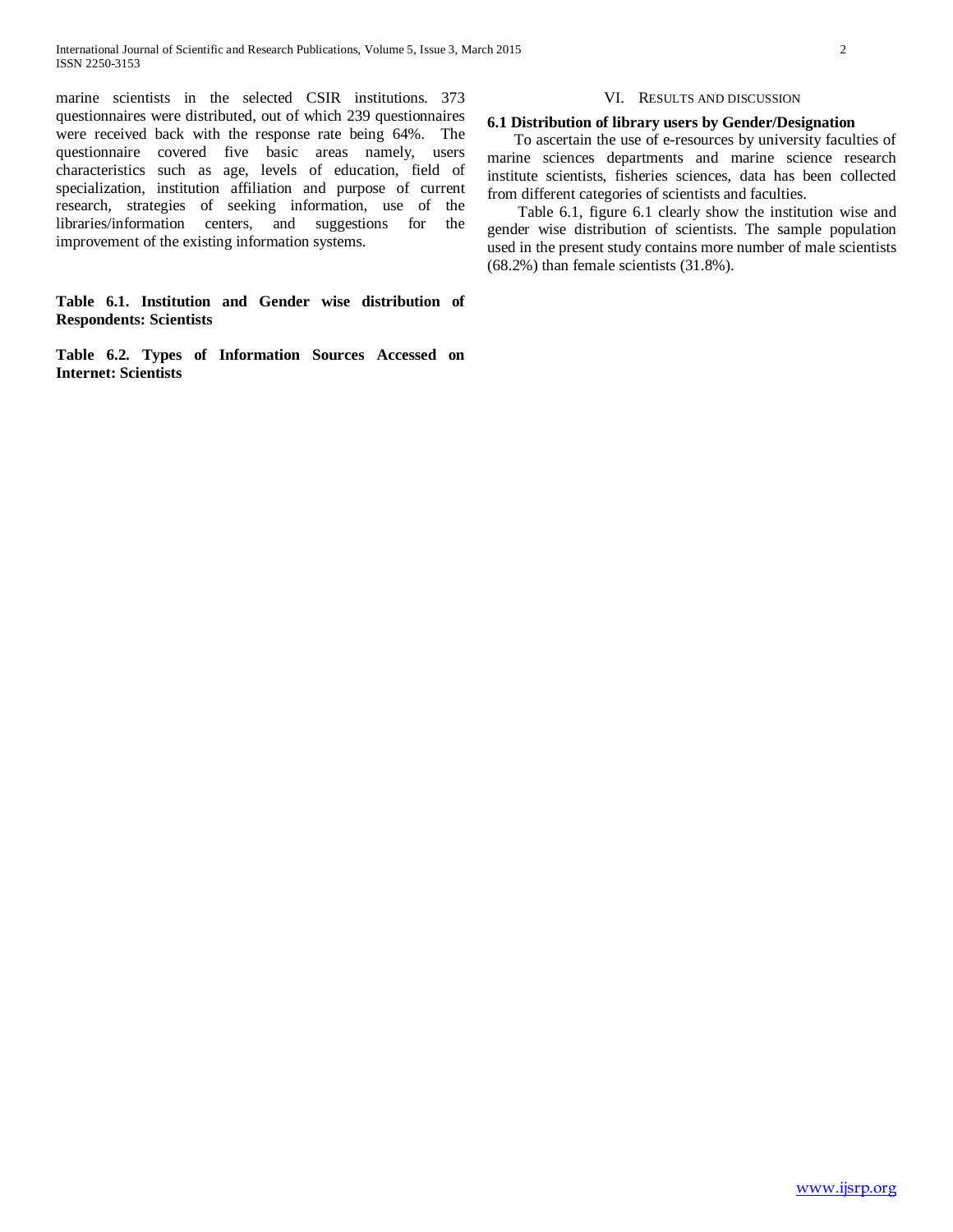marine scientists in the selected CSIR institutions. 373 questionnaires were distributed, out of which 239 questionnaires were received back with the response rate being 64%. The questionnaire covered five basic areas namely, users characteristics such as age, levels of education, field of specialization, institution affiliation and purpose of current research, strategies of seeking information, use of the libraries/information centers, and suggestions for the improvement of the existing information systems.

**Table 6.1. Institution and Gender wise distribution of Respondents: Scientists**

**Table 6.2. Types of Information Sources Accessed on Internet: Scientists**

## VI. Results and Discussion

### 6.1 Distribution of library users by Gender/Designation

To ascertain the use of e-resources by university faculties of marine sciences departments and marine science research institute scientists, fisheries sciences, data has been collected from different categories of scientists and faculties.

Table 6.1, figure 6.1 clearly show the institution wise and gender wise distribution of scientists. The sample population used in the present study contains more number of male scientists (68.2%) than female scientists (31.8%).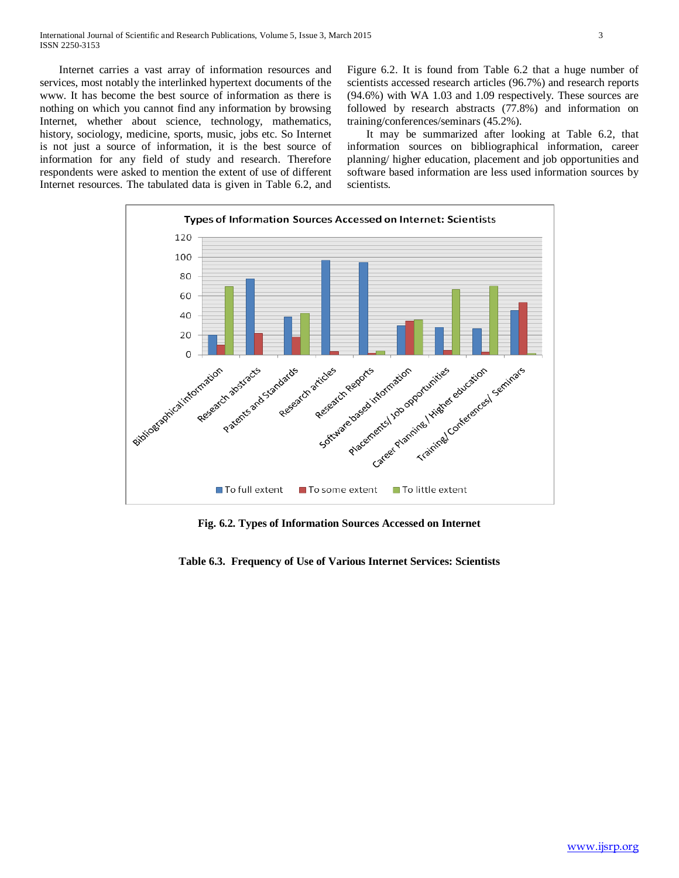Internet carries a vast array of information resources and services, most notably the interlinked hypertext documents of the www. It has become the best source of information as there is nothing on which you cannot find any information by browsing Internet, whether about science, technology, mathematics, history, sociology, medicine, sports, music, jobs etc. So Internet is not just a source of information, it is the best source of information for any field of study and research. Therefore respondents were asked to mention the extent of use of different Internet resources. The tabulated data is given in Table 6.2, and Figure 6.2. It is found from Table 6.2 that a huge number of scientists accessed research articles (96.7%) and research reports (94.6%) with WA 1.03 and 1.09 respectively. These sources are followed by research abstracts (77.8%) and information on training/conferences/seminars (45.2%).

It may be summarized after looking at Table 6.2, that information sources on bibliographical information, career planning/ higher education, placement and job opportunities and software based information are less used information sources by scientists.

**Fig. 6.2. Types of Information Sources Accessed on Internet**

**Table 6.3. Frequency of Use of Various Internet Services: Scientists**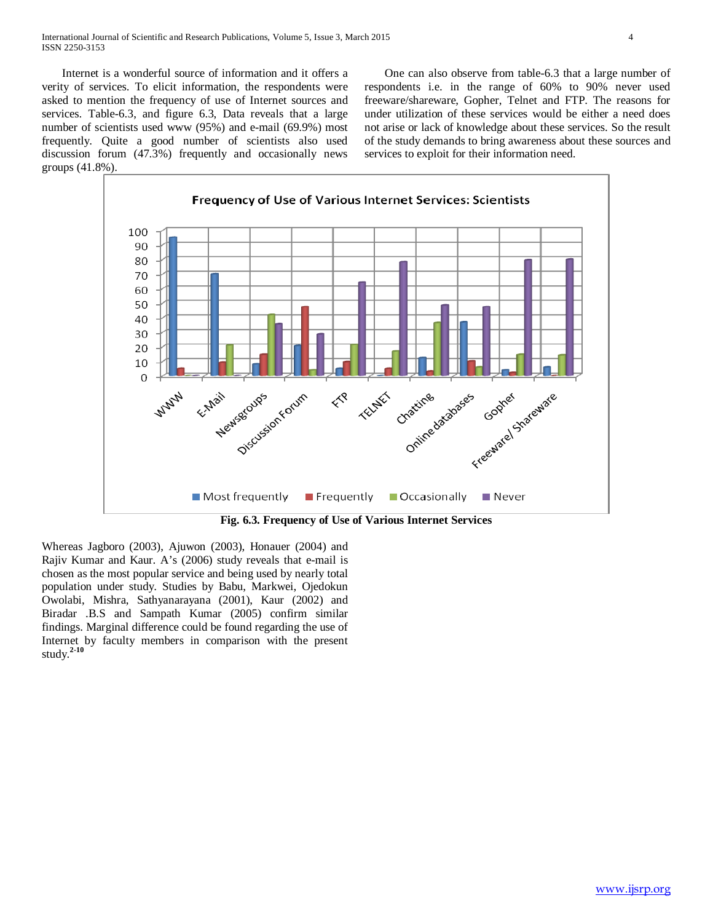Internet is a wonderful source of information and it offers a verity of services. To elicit information, the respondents were asked to mention the frequency of use of Internet sources and services. Table-6.3, and figure 6.3, Data reveals that a large number of scientists used www (95%) and e-mail (69.9%) most frequently. Quite a good number of scientists also used discussion forum (47.3%) frequently and occasionally news groups (41.8%).

One can also observe from table-6.3 that a large number of respondents i.e. in the range of 60% to 90% never used freeware/shareware, Gopher, Telnet and FTP. The reasons for under utilization of these services would be either a need does not arise or lack of knowledge about these services. So the result of the study demands to bring awareness about these sources and services to exploit for their information need.

**Fig. 6.3. Frequency of Use of Various Internet Services**

Whereas Jagboro (2003), Ajuwon (2003), Honauer (2004) and Rajiv Kumar and Kaur. A's (2006) study reveals that e-mail is chosen as the most popular service and being used by nearly total population under study. Studies by Babu, Markwei, Ojedokun Owolabi, Mishra, Sathyanarayana (2001), Kaur (2002) and Biradar .B.S and Sampath Kumar (2005) confirm similar findings. Marginal difference could be found regarding the use of Internet by faculty members in comparison with the present study.[2-10]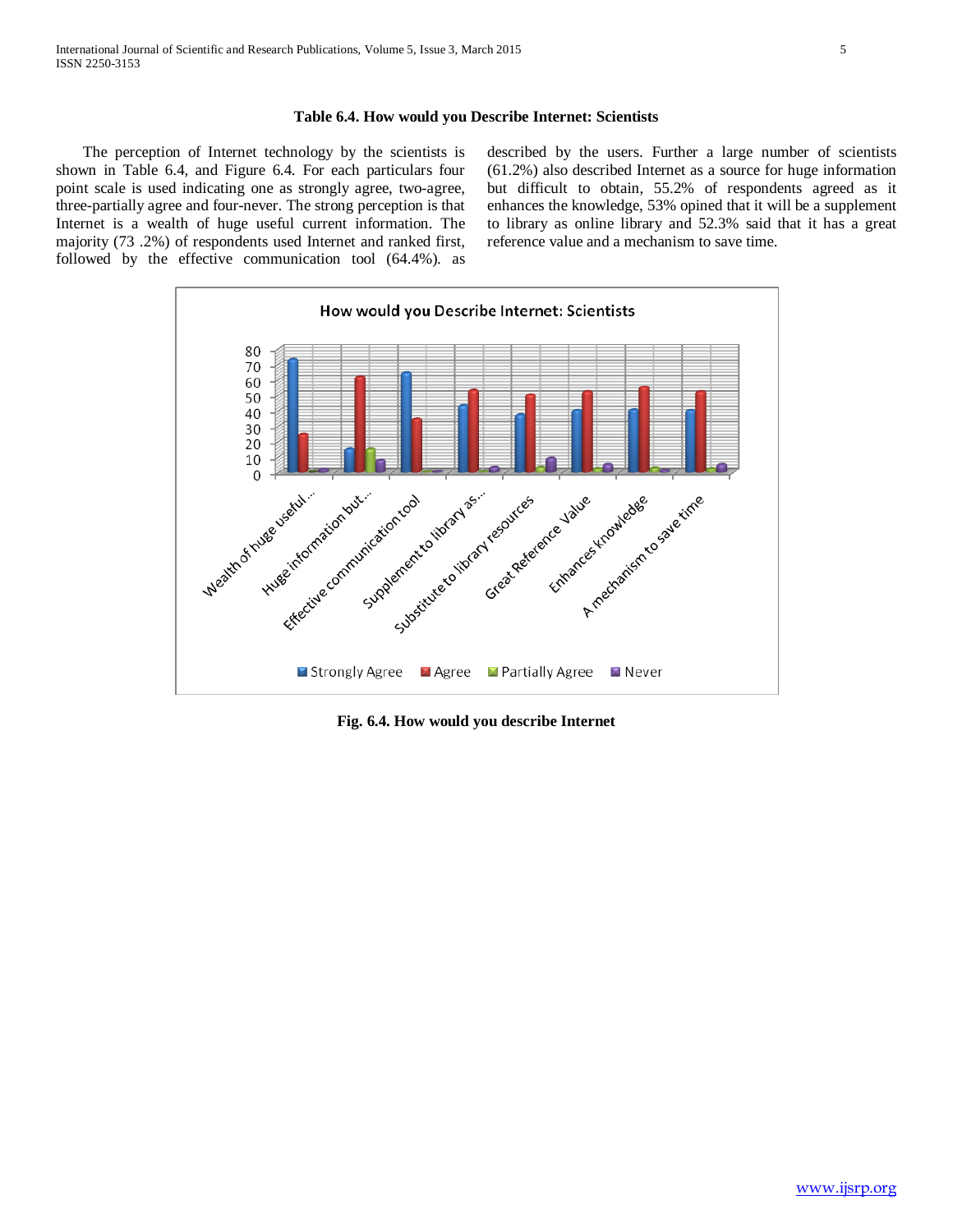**Table 6.4. How would you Describe Internet: Scientists**

The perception of Internet technology by the scientists is shown in Table 6.4, and Figure 6.4. For each particulars four point scale is used indicating one as strongly agree, two-agree, three-partially agree and four-never. The strong perception is that Internet is a wealth of huge useful current information. The majority (73 .2%) of respondents used Internet and ranked first, followed by the effective communication tool (64.4%). as described by the users. Further a large number of scientists (61.2%) also described Internet as a source for huge information but difficult to obtain, 55.2% of respondents agreed as it enhances the knowledge, 53% opined that it will be a supplement to library as online library and 52.3% said that it has a great reference value and a mechanism to save time.

**Fig. 6.4. How would you describe Internet**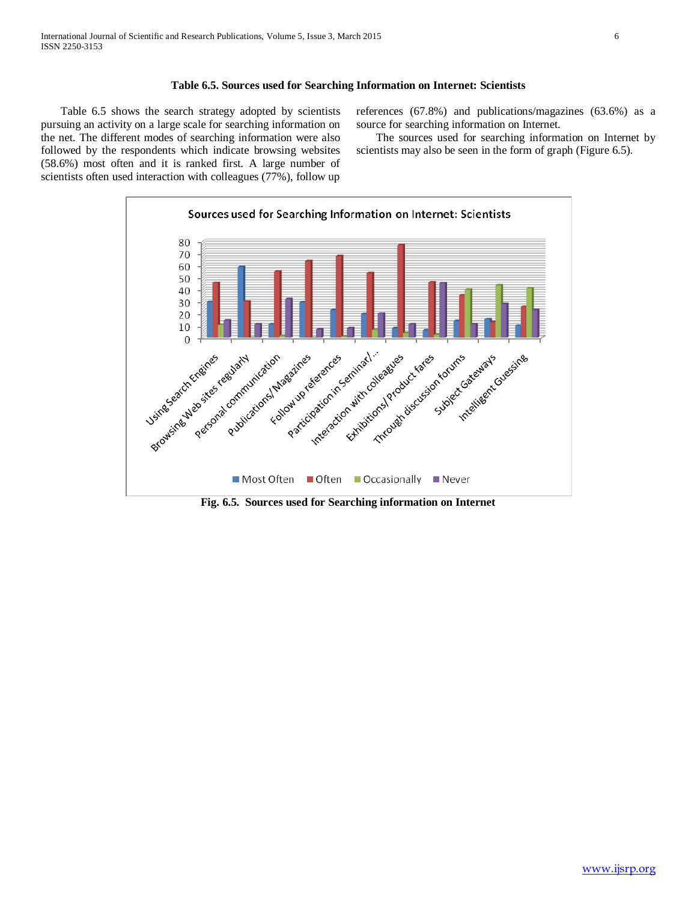**Table 6.5. Sources used for Searching Information on Internet: Scientists**

Table 6.5 shows the search strategy adopted by scientists pursuing an activity on a large scale for searching information on the net. The different modes of searching information were also followed by the respondents which indicate browsing websites (58.6%) most often and it is ranked first. A large number of scientists often used interaction with colleagues (77%), follow up references (67.8%) and publications/magazines (63.6%) as a source for searching information on Internet.

The sources used for searching information on Internet by scientists may also be seen in the form of graph (Figure 6.5).

**Fig. 6.5. Sources used for Searching information on Internet**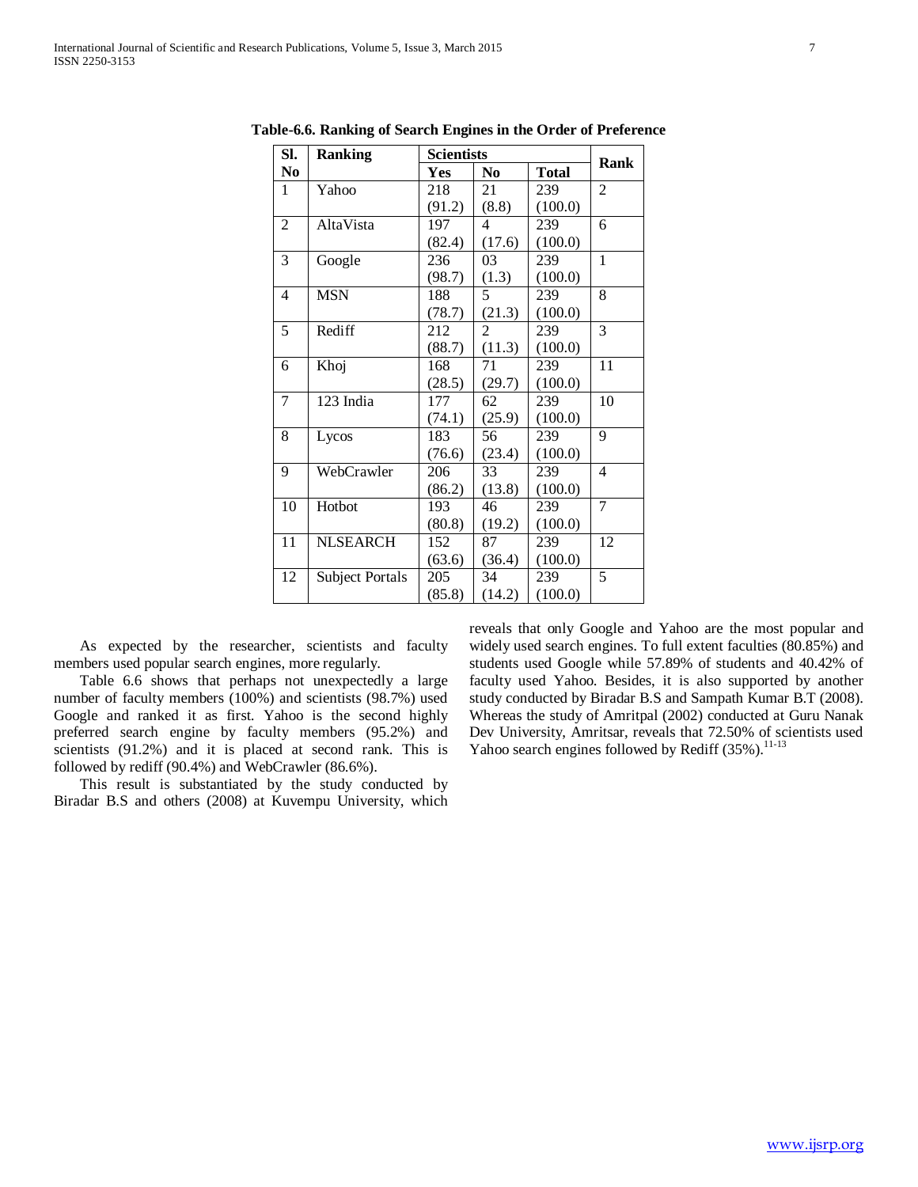**Table-6.6. Ranking of Search Engines in the Order of Preference**

| Sl. No | Ranking | Scientists | | | Rank |
|---|---|---|---|---|---|
| | | Yes | No | Total | |
| 1 | Yahoo | 218 (91.2) | 21 (8.8) | 239 (100.0) | 2 |
| 2 | AltaVista | 197 (82.4) | 4 (17.6) | 239 (100.0) | 6 |
| 3 | Google | 236 (98.7) | 03 (1.3) | 239 (100.0) | 1 |
| 4 | MSN | 188 (78.7) | 5 (21.3) | 239 (100.0) | 8 |
| 5 | Rediff | 212 (88.7) | 2 (11.3) | 239 (100.0) | 3 |
| 6 | Khoj | 168 (28.5) | 71 (29.7) | 239 (100.0) | 11 |
| 7 | 123 India | 177 (74.1) | 62 (25.9) | 239 (100.0) | 10 |
| 8 | Lycos | 183 (76.6) | 56 (23.4) | 239 (100.0) | 9 |
| 9 | WebCrawler | 206 (86.2) | 33 (13.8) | 239 (100.0) | 4 |
| 10 | Hotbot | 193 (80.8) | 46 (19.2) | 239 (100.0) | 7 |
| 11 | NLSEARCH | 152 (63.6) | 87 (36.4) | 239 (100.0) | 12 |
| 12 | Subject Portals | 205 (85.8) | 34 (14.2) | 239 (100.0) | 5 |

As expected by the researcher, scientists and faculty members used popular search engines, more regularly.

Table 6.6 shows that perhaps not unexpectedly a large number of faculty members (100%) and scientists (98.7%) used Google and ranked it as first. Yahoo is the second highly preferred search engine by faculty members (95.2%) and scientists (91.2%) and it is placed at second rank. This is followed by rediff (90.4%) and WebCrawler (86.6%).

This result is substantiated by the study conducted by Biradar B.S and others (2008) at Kuvempu University, which reveals that only Google and Yahoo are the most popular and widely used search engines. To full extent faculties (80.85%) and students used Google while 57.89% of students and 40.42% of faculty used Yahoo. Besides, it is also supported by another study conducted by Biradar B.S and Sampath Kumar B.T (2008). Whereas the study of Amritpal (2002) conducted at Guru Nanak Dev University, Amritsar, reveals that 72.50% of scientists used Yahoo search engines followed by Rediff (35%).[11-13]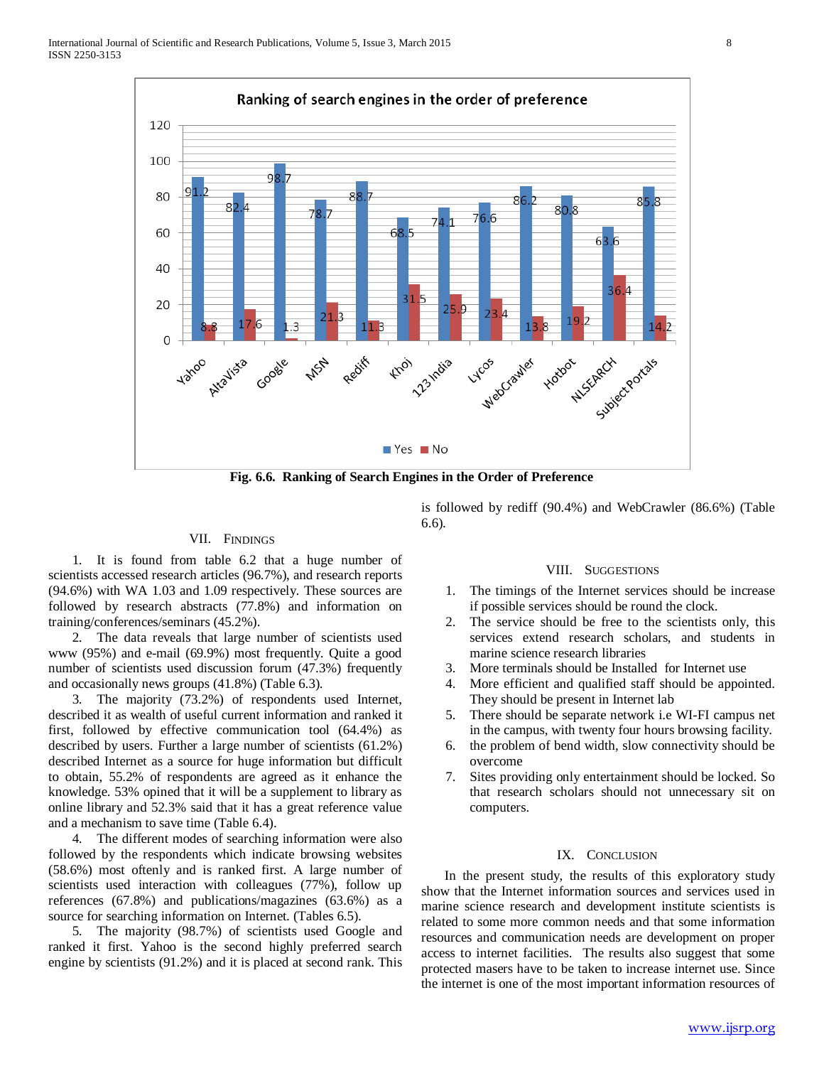Fig. 6.6. Ranking of Search Engines in the Order of Preference

## VII. Findings

1. It is found from table 6.2 that a huge number of scientists accessed research articles (96.7%), and research reports (94.6%) with WA 1.03 and 1.09 respectively. These sources are followed by research abstracts (77.8%) and information on training/conferences/seminars (45.2%).
2. The data reveals that large number of scientists used www (95%) and e-mail (69.9%) most frequently. Quite a good number of scientists used discussion forum (47.3%) frequently and occasionally news groups (41.8%) (Table 6.3).
3. The majority (73.2%) of respondents used Internet, described it as wealth of useful current information and ranked it first, followed by effective communication tool (64.4%) as described by users. Further a large number of scientists (61.2%) described Internet as a source for huge information but difficult to obtain, 55.2% of respondents are agreed as it enhance the knowledge. 53% opined that it will be a supplement to library as online library and 52.3% said that it has a great reference value and a mechanism to save time (Table 6.4).
4. The different modes of searching information were also followed by the respondents which indicate browsing websites (58.6%) most oftenly and is ranked first. A large number of scientists used interaction with colleagues (77%), follow up references (67.8%) and publications/magazines (63.6%) as a source for searching information on Internet. (Tables 6.5).
5. The majority (98.7%) of scientists used Google and ranked it first. Yahoo is the second highly preferred search engine by scientists (91.2%) and it is placed at second rank. This is followed by rediff (90.4%) and WebCrawler (86.6%) (Table 6.6).

## VIII. Suggestions

1. The timings of the Internet services should be increase if possible services should be round the clock.
2. The service should be free to the scientists only, this services extend research scholars, and students in marine science research libraries
3. More terminals should be Installed for Internet use
4. More efficient and qualified staff should be appointed. They should be present in Internet lab
5. There should be separate network i.e WI-FI campus net in the campus, with twenty four hours browsing facility.
6. the problem of bend width, slow connectivity should be overcome
7. Sites providing only entertainment should be locked. So that research scholars should not unnecessary sit on computers.

## IX. Conclusion

In the present study, the results of this exploratory study show that the Internet information sources and services used in marine science research and development institute scientists is related to some more common needs and that some information resources and communication needs are development on proper access to internet facilities. The results also suggest that some protected masers have to be taken to increase internet use. Since the internet is one of the most important information resources of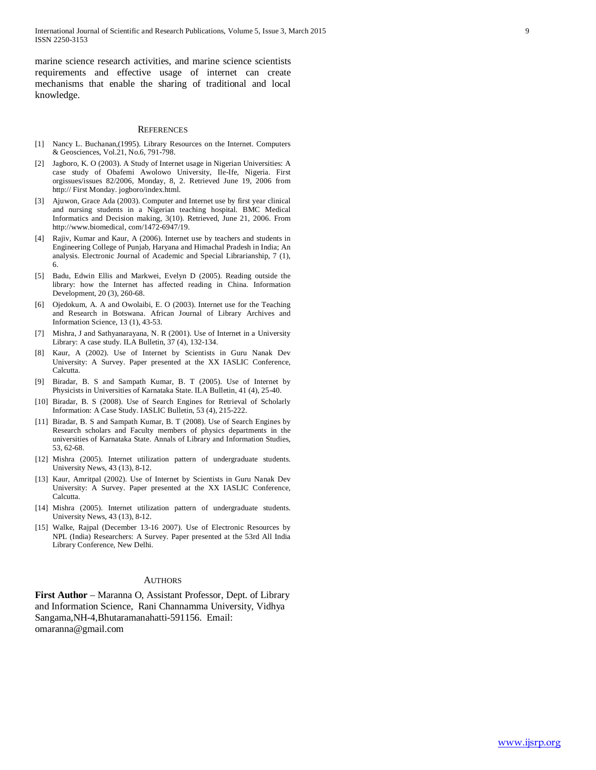marine science research activities, and marine science scientists requirements and effective usage of internet can create mechanisms that enable the sharing of traditional and local knowledge.

## REFERENCES

[1] Nancy L. Buchanan,(1995). Library Resources on the Internet. Computers & Geosciences, Vol.21, No.6, 791-798.

[2] Jagboro, K. O (2003). A Study of Internet usage in Nigerian Universities: A case study of Obafemi Awolowo University, Ile-Ife, Nigeria. First orgissues/issues 82/2006, Monday, 8, 2. Retrieved June 19, 2006 from http:// First Monday. jogboro/index.html.

[3] Ajuwon, Grace Ada (2003). Computer and Internet use by first year clinical and nursing students in a Nigerian teaching hospital. BMC Medical Informatics and Decision making, 3(10). Retrieved, June 21, 2006. From http://www.biomedical, com/1472-6947/19.

[4] Rajiv, Kumar and Kaur, A (2006). Internet use by teachers and students in Engineering College of Punjab, Haryana and Himachal Pradesh in India; An analysis. Electronic Journal of Academic and Special Librarianship, 7 (1), 6.

[5] Badu, Edwin Ellis and Markwei, Evelyn D (2005). Reading outside the library: how the Internet has affected reading in China. Information Development, 20 (3), 260-68.

[6] Ojedokum, A. A and Owolaibi, E. O (2003). Internet use for the Teaching and Research in Botswana. African Journal of Library Archives and Information Science, 13 (1), 43-53.

[7] Mishra, J and Sathyanarayana, N. R (2001). Use of Internet in a University Library: A case study. ILA Bulletin, 37 (4), 132-134.

[8] Kaur, A (2002). Use of Internet by Scientists in Guru Nanak Dev University: A Survey. Paper presented at the XX IASLIC Conference, Calcutta.

[9] Biradar, B. S and Sampath Kumar, B. T (2005). Use of Internet by Physicists in Universities of Karnataka State. ILA Bulletin, 41 (4), 25-40.

[10] Biradar, B. S (2008). Use of Search Engines for Retrieval of Scholarly Information: A Case Study. IASLIC Bulletin, 53 (4), 215-222.

[11] Biradar, B. S and Sampath Kumar, B. T (2008). Use of Search Engines by Research scholars and Faculty members of physics departments in the universities of Karnataka State. Annals of Library and Information Studies, 53, 62-68.

[12] Mishra (2005). Internet utilization pattern of undergraduate students. University News, 43 (13), 8-12.

[13] Kaur, Amritpal (2002). Use of Internet by Scientists in Guru Nanak Dev University: A Survey. Paper presented at the XX IASLIC Conference, Calcutta.

[14] Mishra (2005). Internet utilization pattern of undergraduate students. University News, 43 (13), 8-12.

[15] Walke, Rajpal (December 13-16 2007). Use of Electronic Resources by NPL (India) Researchers: A Survey. Paper presented at the 53rd All India Library Conference, New Delhi.

## AUTHORS

**First Author** – Maranna O, Assistant Professor, Dept. of Library and Information Science, Rani Channamma University, Vidhya Sangama,NH-4,Bhutaramanahatti-591156. Email: omaranna@gmail.com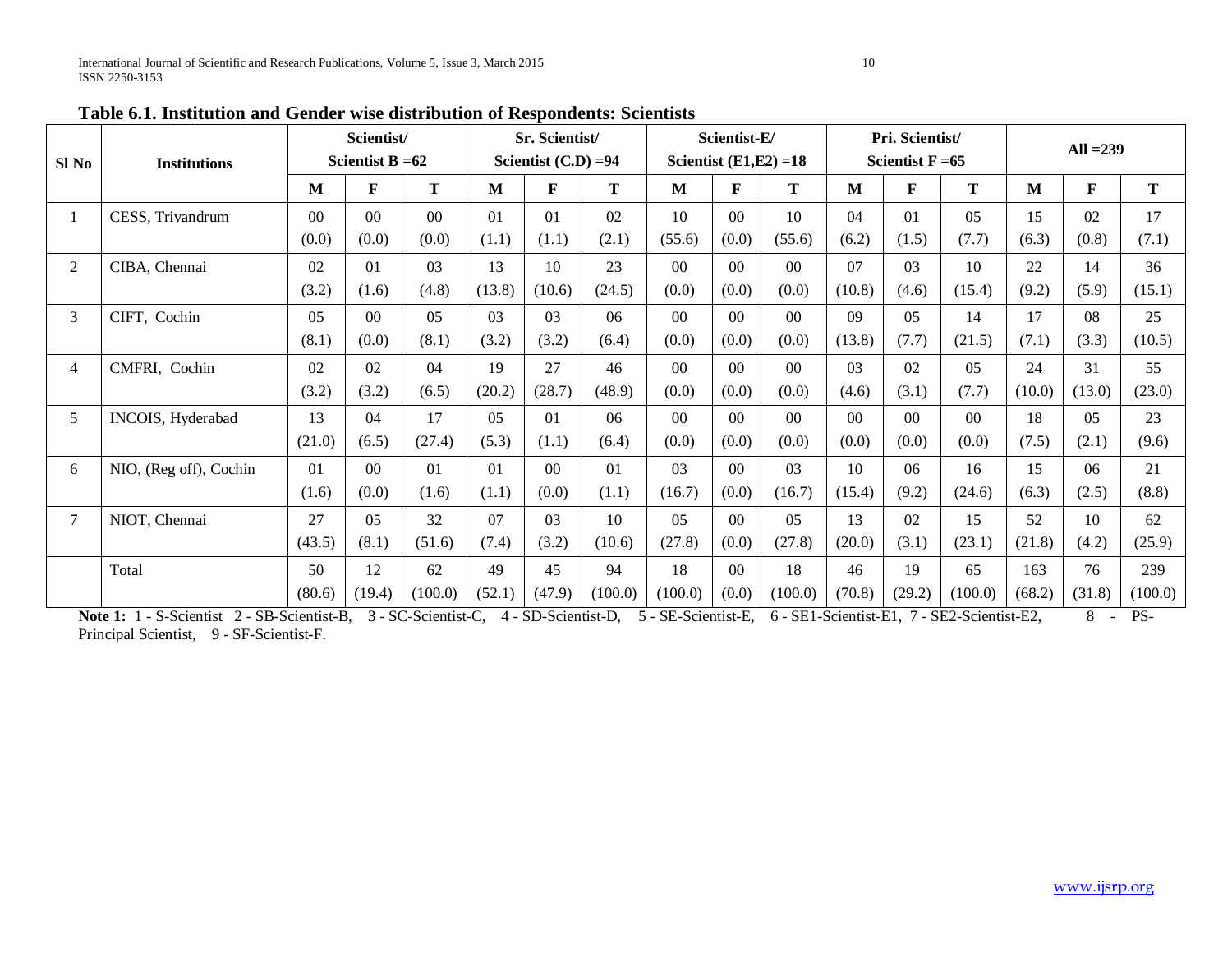**Table 6.1. Institution and Gender wise distribution of Respondents: Scientists**

| Sl No | Institutions | Scientist/ Scientist B =62 | | | Sr. Scientist/ Scientist (C.D) =94 | | | Scientist-E/ Scientist (E1,E2) =18 | | | Pri. Scientist/ Scientist F =65 | | | All =239 | | |
|---|---|---|---|---|---|---|---|---|---|---|---|---|---|---|---|---|
| | | M | F | T | M | F | T | M | F | T | M | F | T | M | F | T |
| 1 | CESS, Trivandrum | 00 (0.0) | 00 (0.0) | 00 (0.0) | 01 (1.1) | 01 (1.1) | 02 (2.1) | 10 (55.6) | 00 (0.0) | 10 (55.6) | 04 (6.2) | 01 (1.5) | 05 (7.7) | 15 (6.3) | 02 (0.8) | 17 (7.1) |
| 2 | CIBA, Chennai | 02 (3.2) | 01 (1.6) | 03 (4.8) | 13 (13.8) | 10 (10.6) | 23 (24.5) | 00 (0.0) | 00 (0.0) | 00 (0.0) | 07 (10.8) | 03 (4.6) | 10 (15.4) | 22 (9.2) | 14 (5.9) | 36 (15.1) |
| 3 | CIFT, Cochin | 05 (8.1) | 00 (0.0) | 05 (8.1) | 03 (3.2) | 03 (3.2) | 06 (6.4) | 00 (0.0) | 00 (0.0) | 00 (0.0) | 09 (13.8) | 05 (7.7) | 14 (21.5) | 17 (7.1) | 08 (3.3) | 25 (10.5) |
| 4 | CMFRI, Cochin | 02 (3.2) | 02 (3.2) | 04 (6.5) | 19 (20.2) | 27 (28.7) | 46 (48.9) | 00 (0.0) | 00 (0.0) | 00 (0.0) | 03 (4.6) | 02 (3.1) | 05 (7.7) | 24 (10.0) | 31 (13.0) | 55 (23.0) |
| 5 | INCOIS, Hyderabad | 13 (21.0) | 04 (6.5) | 17 (27.4) | 05 (5.3) | 01 (1.1) | 06 (6.4) | 00 (0.0) | 00 (0.0) | 00 (0.0) | 00 (0.0) | 00 (0.0) | 00 (0.0) | 18 (7.5) | 05 (2.1) | 23 (9.6) |
| 6 | NIO, (Reg off), Cochin | 01 (1.6) | 00 (0.0) | 01 (1.6) | 01 (1.1) | 00 (0.0) | 01 (1.1) | 03 (16.7) | 00 (0.0) | 03 (16.7) | 10 (15.4) | 06 (9.2) | 16 (24.6) | 15 (6.3) | 06 (2.5) | 21 (8.8) |
| 7 | NIOT, Chennai | 27 (43.5) | 05 (8.1) | 32 (51.6) | 07 (7.4) | 03 (3.2) | 10 (10.6) | 05 (27.8) | 00 (0.0) | 05 (27.8) | 13 (20.0) | 02 (3.1) | 15 (23.1) | 52 (21.8) | 10 (4.2) | 62 (25.9) |
| | Total | 50 (80.6) | 12 (19.4) | 62 (100.0) | 49 (52.1) | 45 (47.9) | 94 (100.0) | 18 (100.0) | 00 (0.0) | 18 (100.0) | 46 (70.8) | 19 (29.2) | 65 (100.0) | 163 (68.2) | 76 (31.8) | 239 (100.0) |

**Note 1:** 1 - S-Scientist 2 - SB-Scientist-B, 3 - SC-Scientist-C, 4 - SD-Scientist-D, 5 - SE-Scientist-E, 6 - SE1-Scientist-E1, 7 - SE2-Scientist-E2, 8 - PS-Principal Scientist, 9 - SF-Scientist-F.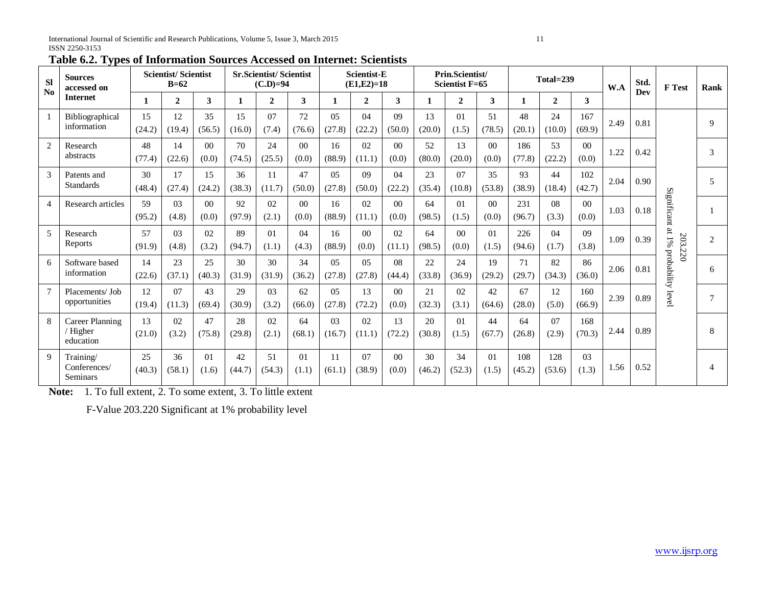**Table 6.2. Types of Information Sources Accessed on Internet: Scientists**

| Sl No | Sources accessed on Internet | Scientist/ Scientist B=62 | | | Sr.Scientist/ Scientist (C.D)=94 | | | Scientist-E (E1,E2)=18 | | | Prin.Scientist/ Scientist F=65 | | | Total=239 | | | W.A | Std. Dev | F Test | Rank |
|---|---|---|---|---|---|---|---|---|---|---|---|---|---|---|---|---|---|---|---|---|
| | | 1 | 2 | 3 | 1 | 2 | 3 | 1 | 2 | 3 | 1 | 2 | 3 | 1 | 2 | 3 | | | | |
| 1 | Bibliographical information | 15 (24.2) | 12 (19.4) | 35 (56.5) | 15 (16.0) | 07 (7.4) | 72 (76.6) | 05 (27.8) | 04 (22.2) | 09 (50.0) | 13 (20.0) | 01 (1.5) | 51 (78.5) | 48 (20.1) | 24 (10.0) | 167 (69.9) | 2.49 | 0.81 | 203.220 Significant at 1% probability level | 9 |
| 2 | Research abstracts | 48 (77.4) | 14 (22.6) | 00 (0.0) | 70 (74.5) | 24 (25.5) | 00 (0.0) | 16 (88.9) | 02 (11.1) | 00 (0.0) | 52 (80.0) | 13 (20.0) | 00 (0.0) | 186 (77.8) | 53 (22.2) | 00 (0.0) | 1.22 | 0.42 | | 3 |
| 3 | Patents and Standards | 30 (48.4) | 17 (27.4) | 15 (24.2) | 36 (38.3) | 11 (11.7) | 47 (50.0) | 05 (27.8) | 09 (50.0) | 04 (22.2) | 23 (35.4) | 07 (10.8) | 35 (53.8) | 93 (38.9) | 44 (18.4) | 102 (42.7) | 2.04 | 0.90 | | 5 |
| 4 | Research articles | 59 (95.2) | 03 (4.8) | 00 (0.0) | 92 (97.9) | 02 (2.1) | 00 (0.0) | 16 (88.9) | 02 (11.1) | 00 (0.0) | 64 (98.5) | 01 (1.5) | 00 (0.0) | 231 (96.7) | 08 (3.3) | 00 (0.0) | 1.03 | 0.18 | | 1 |
| 5 | Research Reports | 57 (91.9) | 03 (4.8) | 02 (3.2) | 89 (94.7) | 01 (1.1) | 04 (4.3) | 16 (88.9) | 00 (0.0) | 02 (11.1) | 64 (98.5) | 00 (0.0) | 01 (1.5) | 226 (94.6) | 04 (1.7) | 09 (3.8) | 1.09 | 0.39 | | 2 |
| 6 | Software based information | 14 (22.6) | 23 (37.1) | 25 (40.3) | 30 (31.9) | 30 (31.9) | 34 (36.2) | 05 (27.8) | 05 (27.8) | 08 (44.4) | 22 (33.8) | 24 (36.9) | 19 (29.2) | 71 (29.7) | 82 (34.3) | 86 (36.0) | 2.06 | 0.81 | | 6 |
| 7 | Placements/ Job opportunities | 12 (19.4) | 07 (11.3) | 43 (69.4) | 29 (30.9) | 03 (3.2) | 62 (66.0) | 05 (27.8) | 13 (72.2) | 00 (0.0) | 21 (32.3) | 02 (3.1) | 42 (64.6) | 67 (28.0) | 12 (5.0) | 160 (66.9) | 2.39 | 0.89 | | 7 |
| 8 | Career Planning / Higher education | 13 (21.0) | 02 (3.2) | 47 (75.8) | 28 (29.8) | 02 (2.1) | 64 (68.1) | 03 (16.7) | 02 (11.1) | 13 (72.2) | 20 (30.8) | 01 (1.5) | 44 (67.7) | 64 (26.8) | 07 (2.9) | 168 (70.3) | 2.44 | 0.89 | | 8 |
| 9 | Training/ Conferences/ Seminars | 25 (40.3) | 36 (58.1) | 01 (1.6) | 42 (44.7) | 51 (54.3) | 01 (1.1) | 11 (61.1) | 07 (38.9) | 00 (0.0) | 30 (46.2) | 34 (52.3) | 01 (1.5) | 108 (45.2) | 128 (53.6) | 03 (1.3) | 1.56 | 0.52 | | 4 |

**Note:** 1. To full extent, 2. To some extent, 3. To little extent

F-Value 203.220 Significant at 1% probability level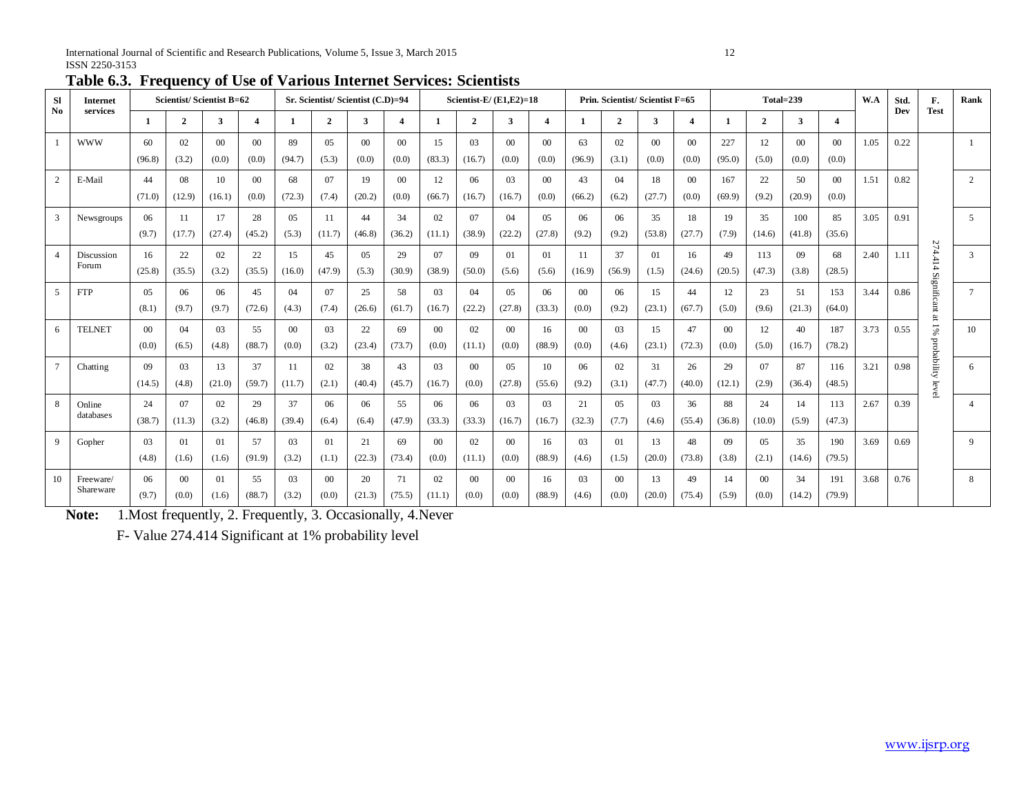## Table 6.3. Frequency of Use of Various Internet Services: Scientists

| Sl No | Internet services | Scientist/ Scientist B=62 | | | | Sr. Scientist/ Scientist (C.D)=94 | | | | Scientist-E/ (E1,E2)=18 | | | | Prin. Scientist/ Scientist F=65 | | | | Total=239 | | | | W.A | Std. Dev | F. Test | Rank |
|---|---|---|---|---|---|---|---|---|---|---|---|---|---|---|---|---|---|---|---|---|---|---|---|---|---|
| | | 1 | 2 | 3 | 4 | 1 | 2 | 3 | 4 | 1 | 2 | 3 | 4 | 1 | 2 | 3 | 4 | 1 | 2 | 3 | 4 | | | | |
| 1 | WWW | 60 (96.8) | 02 (3.2) | 00 (0.0) | 00 (0.0) | 89 (94.7) | 05 (5.3) | 00 (0.0) | 00 (0.0) | 15 (83.3) | 03 (16.7) | 00 (0.0) | 00 (0.0) | 63 (96.9) | 02 (3.1) | 00 (0.0) | 00 (0.0) | 227 (95.0) | 12 (5.0) | 00 (0.0) | 00 (0.0) | 1.05 | 0.22 | 274.414 Significant at 1% probability level | 1 |
| 2 | E-Mail | 44 (71.0) | 08 (12.9) | 10 (16.1) | 00 (0.0) | 68 (72.3) | 07 (7.4) | 19 (20.2) | 00 (0.0) | 12 (66.7) | 06 (16.7) | 03 (16.7) | 00 (0.0) | 43 (66.2) | 04 (6.2) | 18 (27.7) | 00 (0.0) | 167 (69.9) | 22 (9.2) | 50 (20.9) | 00 (0.0) | 1.51 | 0.82 | | 2 |
| 3 | Newsgroups | 06 (9.7) | 11 (17.7) | 17 (27.4) | 28 (45.2) | 05 (5.3) | 11 (11.7) | 44 (46.8) | 34 (36.2) | 02 (11.1) | 07 (38.9) | 04 (22.2) | 05 (27.8) | 06 (9.2) | 06 (9.2) | 35 (53.8) | 18 (27.7) | 19 (7.9) | 35 (14.6) | 100 (41.8) | 85 (35.6) | 3.05 | 0.91 | | 5 |
| 4 | Discussion Forum | 16 (25.8) | 22 (35.5) | 02 (3.2) | 22 (35.5) | 15 (16.0) | 45 (47.9) | 05 (5.3) | 29 (30.9) | 07 (38.9) | 09 (50.0) | 01 (5.6) | 01 (5.6) | 11 (16.9) | 37 (56.9) | 01 (1.5) | 16 (24.6) | 49 (20.5) | 113 (47.3) | 09 (3.8) | 68 (28.5) | 2.40 | 1.11 | | 3 |
| 5 | FTP | 05 (8.1) | 06 (9.7) | 06 (9.7) | 45 (72.6) | 04 (4.3) | 07 (7.4) | 25 (26.6) | 58 (61.7) | 03 (16.7) | 04 (22.2) | 05 (27.8) | 06 (33.3) | 00 (0.0) | 06 (9.2) | 15 (23.1) | 44 (67.7) | 12 (5.0) | 23 (9.6) | 51 (21.3) | 153 (64.0) | 3.44 | 0.86 | | 7 |
| 6 | TELNET | 00 (0.0) | 04 (6.5) | 03 (4.8) | 55 (88.7) | 00 (0.0) | 03 (3.2) | 22 (23.4) | 69 (73.7) | 00 (0.0) | 02 (11.1) | 00 (0.0) | 16 (88.9) | 00 (0.0) | 03 (4.6) | 15 (23.1) | 47 (72.3) | 00 (0.0) | 12 (5.0) | 40 (16.7) | 187 (78.2) | 3.73 | 0.55 | | 10 |
| 7 | Chatting | 09 (14.5) | 03 (4.8) | 13 (21.0) | 37 (59.7) | 11 (11.7) | 02 (2.1) | 38 (40.4) | 43 (45.7) | 03 (16.7) | 00 (0.0) | 05 (27.8) | 10 (55.6) | 06 (9.2) | 02 (3.1) | 31 (47.7) | 26 (40.0) | 29 (12.1) | 07 (2.9) | 87 (36.4) | 116 (48.5) | 3.21 | 0.98 | | 6 |
| 8 | Online databases | 24 (38.7) | 07 (11.3) | 02 (3.2) | 29 (46.8) | 37 (39.4) | 06 (6.4) | 06 (6.4) | 55 (47.9) | 06 (33.3) | 06 (33.3) | 03 (16.7) | 03 (16.7) | 21 (32.3) | 05 (7.7) | 03 (4.6) | 36 (55.4) | 88 (36.8) | 24 (10.0) | 14 (5.9) | 113 (47.3) | 2.67 | 0.39 | | 4 |
| 9 | Gopher | 03 (4.8) | 01 (1.6) | 01 (1.6) | 57 (91.9) | 03 (3.2) | 01 (1.1) | 21 (22.3) | 69 (73.4) | 00 (0.0) | 02 (11.1) | 00 (0.0) | 16 (88.9) | 03 (4.6) | 01 (1.5) | 13 (20.0) | 48 (73.8) | 09 (3.8) | 05 (2.1) | 35 (14.6) | 190 (79.5) | 3.69 | 0.69 | | 9 |
| 10 | Freeware/ Shareware | 06 (9.7) | 00 (0.0) | 01 (1.6) | 55 (88.7) | 03 (3.2) | 00 (0.0) | 20 (21.3) | 71 (75.5) | 02 (11.1) | 00 (0.0) | 00 (0.0) | 16 (88.9) | 03 (4.6) | 00 (0.0) | 13 (20.0) | 49 (75.4) | 14 (5.9) | 00 (0.0) | 34 (14.2) | 191 (79.9) | 3.68 | 0.76 | | 8 |

**Note:** 1.Most frequently, 2. Frequently, 3. Occasionally, 4.Never

F- Value 274.414 Significant at 1% probability level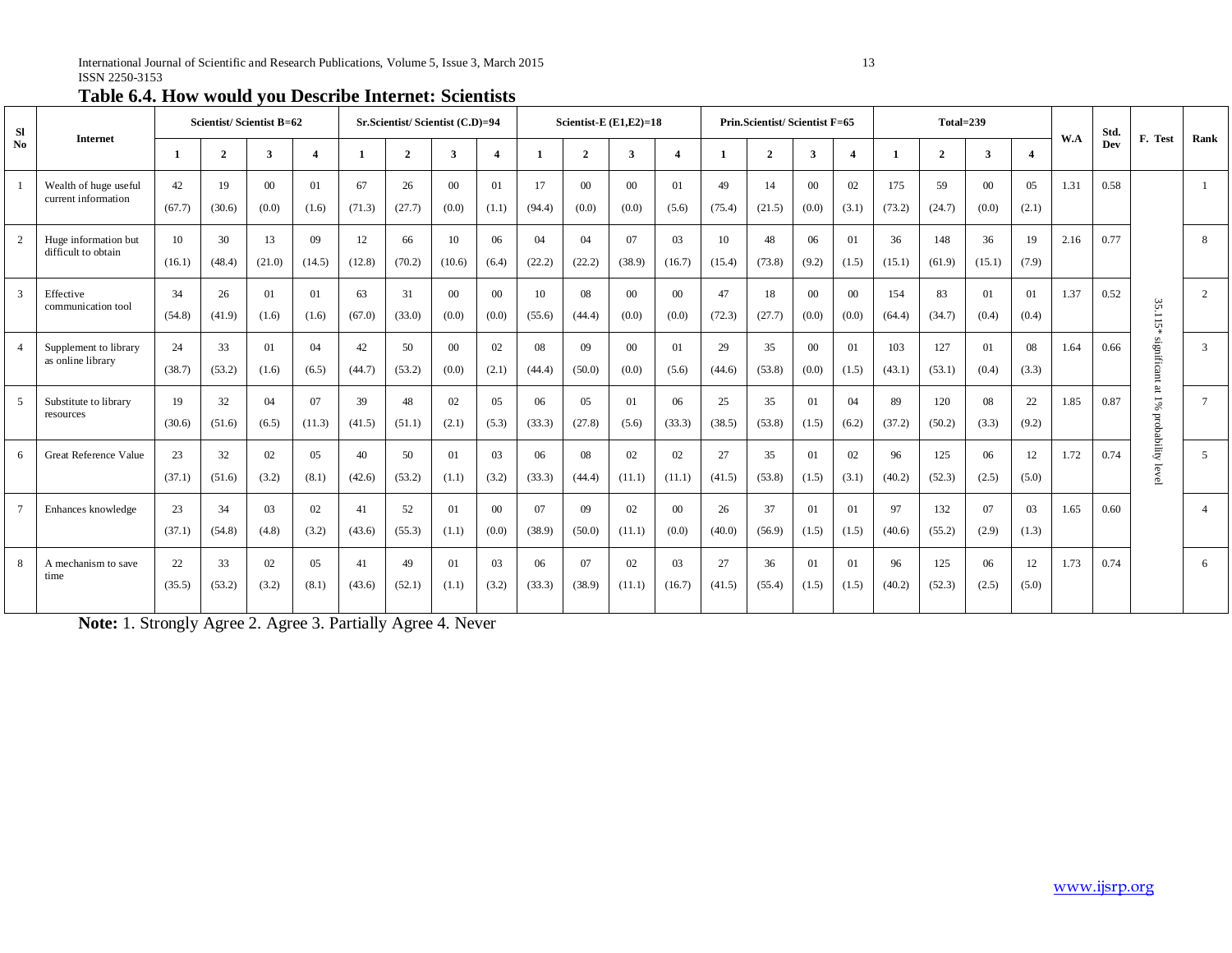### Table 6.4. How would you Describe Internet: Scientists

| Sl No | Internet | Scientist/ Scientist B=62 | | | | Sr.Scientist/ Scientist (C.D)=94 | | | | Scientist-E (E1,E2)=18 | | | | Prin.Scientist/ Scientist F=65 | | | | Total=239 | | | | W.A | Std. Dev | F. Test | Rank |
|---|---|---|---|---|---|---|---|---|---|---|---|---|---|---|---|---|---|---|---|---|---|---|---|---|---|
| | | 1 | 2 | 3 | 4 | 1 | 2 | 3 | 4 | 1 | 2 | 3 | 4 | 1 | 2 | 3 | 4 | 1 | 2 | 3 | 4 | | | | |
| 1 | Wealth of huge useful current information | 42 (67.7) | 19 (30.6) | 00 (0.0) | 01 (1.6) | 67 (71.3) | 26 (27.7) | 00 (0.0) | 01 (1.1) | 17 (94.4) | 00 (0.0) | 00 (0.0) | 01 (5.6) | 49 (75.4) | 14 (21.5) | 00 (0.0) | 02 (3.1) | 175 (73.2) | 59 (24.7) | 00 (0.0) | 05 (2.1) | 1.31 | 0.58 | 35.115* significant at 1% probability level | 1 |
| 2 | Huge information but difficult to obtain | 10 (16.1) | 30 (48.4) | 13 (21.0) | 09 (14.5) | 12 (12.8) | 66 (70.2) | 10 (10.6) | 06 (6.4) | 04 (22.2) | 04 (22.2) | 07 (38.9) | 03 (16.7) | 10 (15.4) | 48 (73.8) | 06 (9.2) | 01 (1.5) | 36 (15.1) | 148 (61.9) | 36 (15.1) | 19 (7.9) | 2.16 | 0.77 | | 8 |
| 3 | Effective communication tool | 34 (54.8) | 26 (41.9) | 01 (1.6) | 01 (1.6) | 63 (67.0) | 31 (33.0) | 00 (0.0) | 00 (0.0) | 10 (55.6) | 08 (44.4) | 00 (0.0) | 00 (0.0) | 47 (72.3) | 18 (27.7) | 00 (0.0) | 00 (0.0) | 154 (64.4) | 83 (34.7) | 01 (0.4) | 01 (0.4) | 1.37 | 0.52 | | 2 |
| 4 | Supplement to library as online library | 24 (38.7) | 33 (53.2) | 01 (1.6) | 04 (6.5) | 42 (44.7) | 50 (53.2) | 00 (0.0) | 02 (2.1) | 08 (44.4) | 09 (50.0) | 00 (0.0) | 01 (5.6) | 29 (44.6) | 35 (53.8) | 00 (0.0) | 01 (1.5) | 103 (43.1) | 127 (53.1) | 01 (0.4) | 08 (3.3) | 1.64 | 0.66 | | 3 |
| 5 | Substitute to library resources | 19 (30.6) | 32 (51.6) | 04 (6.5) | 07 (11.3) | 39 (41.5) | 48 (51.1) | 02 (2.1) | 05 (5.3) | 06 (33.3) | 05 (27.8) | 01 (5.6) | 06 (33.3) | 25 (38.5) | 35 (53.8) | 01 (1.5) | 04 (6.2) | 89 (37.2) | 120 (50.2) | 08 (3.3) | 22 (9.2) | 1.85 | 0.87 | | 7 |
| 6 | Great Reference Value | 23 (37.1) | 32 (51.6) | 02 (3.2) | 05 (8.1) | 40 (42.6) | 50 (53.2) | 01 (1.1) | 03 (3.2) | 06 (33.3) | 08 (44.4) | 02 (11.1) | 02 (11.1) | 27 (41.5) | 35 (53.8) | 01 (1.5) | 02 (3.1) | 96 (40.2) | 125 (52.3) | 06 (2.5) | 12 (5.0) | 1.72 | 0.74 | | 5 |
| 7 | Enhances knowledge | 23 (37.1) | 34 (54.8) | 03 (4.8) | 02 (3.2) | 41 (43.6) | 52 (55.3) | 01 (1.1) | 00 (0.0) | 07 (38.9) | 09 (50.0) | 02 (11.1) | 00 (0.0) | 26 (40.0) | 37 (56.9) | 01 (1.5) | 01 (1.5) | 97 (40.6) | 132 (55.2) | 07 (2.9) | 03 (1.3) | 1.65 | 0.60 | | 4 |
| 8 | A mechanism to save time | 22 (35.5) | 33 (53.2) | 02 (3.2) | 05 (8.1) | 41 (43.6) | 49 (52.1) | 01 (1.1) | 03 (3.2) | 06 (33.3) | 07 (38.9) | 02 (11.1) | 03 (16.7) | 27 (41.5) | 36 (55.4) | 01 (1.5) | 01 (1.5) | 96 (40.2) | 125 (52.3) | 06 (2.5) | 12 (5.0) | 1.73 | 0.74 | | 6 |

**Note:** 1. Strongly Agree 2. Agree 3. Partially Agree 4. Never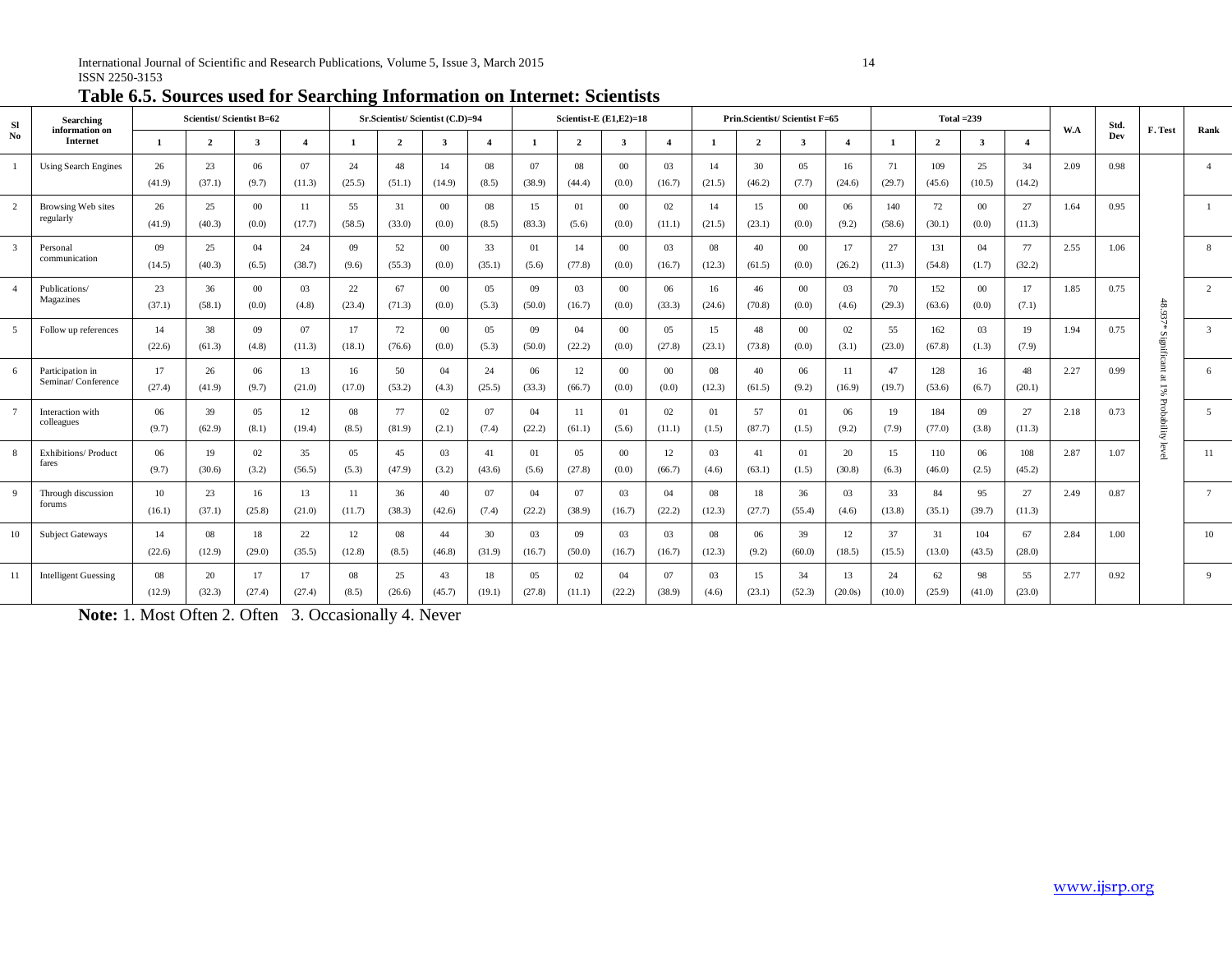## Table 6.5. Sources used for Searching Information on Internet: Scientists

| Sl No | Searching information on Internet | Scientist/ Scientist B=62 | | | | Sr.Scientist/ Scientist (C.D)=94 | | | | Scientist-E (E1,E2)=18 | | | | Prin.Scientist/ Scientist F=65 | | | | Total =239 | | | | W.A | Std. Dev | F. Test | Rank |
|---|---|---|---|---|---|---|---|---|---|---|---|---|---|---|---|---|---|---|---|---|---|---|---|---|---|
| | | 1 | 2 | 3 | 4 | 1 | 2 | 3 | 4 | 1 | 2 | 3 | 4 | 1 | 2 | 3 | 4 | 1 | 2 | 3 | 4 | | | | |
| 1 | Using Search Engines | 26 (41.9) | 23 (37.1) | 06 (9.7) | 07 (11.3) | 24 (25.5) | 48 (51.1) | 14 (14.9) | 08 (8.5) | 07 (38.9) | 08 (44.4) | 00 (0.0) | 03 (16.7) | 14 (21.5) | 30 (46.2) | 05 (7.7) | 16 (24.6) | 71 (29.7) | 109 (45.6) | 25 (10.5) | 34 (14.2) | 2.09 | 0.98 | 48.937* Significant at 1% Probability level | 4 |
| 2 | Browsing Web sites regularly | 26 (41.9) | 25 (40.3) | 00 (0.0) | 11 (17.7) | 55 (58.5) | 31 (33.0) | 00 (0.0) | 08 (8.5) | 15 (83.3) | 01 (5.6) | 00 (0.0) | 02 (11.1) | 14 (21.5) | 15 (23.1) | 00 (0.0) | 06 (9.2) | 140 (58.6) | 72 (30.1) | 00 (0.0) | 27 (11.3) | 1.64 | 0.95 | | 1 |
| 3 | Personal communication | 09 (14.5) | 25 (40.3) | 04 (6.5) | 24 (38.7) | 09 (9.6) | 52 (55.3) | 00 (0.0) | 33 (35.1) | 01 (5.6) | 14 (77.8) | 00 (0.0) | 03 (16.7) | 08 (12.3) | 40 (61.5) | 00 (0.0) | 17 (26.2) | 27 (11.3) | 131 (54.8) | 04 (1.7) | 77 (32.2) | 2.55 | 1.06 | | 8 |
| 4 | Publications/ Magazines | 23 (37.1) | 36 (58.1) | 00 (0.0) | 03 (4.8) | 22 (23.4) | 67 (71.3) | 00 (0.0) | 05 (5.3) | 09 (50.0) | 03 (16.7) | 00 (0.0) | 06 (33.3) | 16 (24.6) | 46 (70.8) | 00 (0.0) | 03 (4.6) | 70 (29.3) | 152 (63.6) | 00 (0.0) | 17 (7.1) | 1.85 | 0.75 | | 2 |
| 5 | Follow up references | 14 (22.6) | 38 (61.3) | 09 (4.8) | 07 (11.3) | 17 (18.1) | 72 (76.6) | 00 (0.0) | 05 (5.3) | 09 (50.0) | 04 (22.2) | 00 (0.0) | 05 (27.8) | 15 (23.1) | 48 (73.8) | 00 (0.0) | 02 (3.1) | 55 (23.0) | 162 (67.8) | 03 (1.3) | 19 (7.9) | 1.94 | 0.75 | | 3 |
| 6 | Participation in Seminar/ Conference | 17 (27.4) | 26 (41.9) | 06 (9.7) | 13 (21.0) | 16 (17.0) | 50 (53.2) | 04 (4.3) | 24 (25.5) | 06 (33.3) | 12 (66.7) | 00 (0.0) | 00 (0.0) | 08 (12.3) | 40 (61.5) | 06 (9.2) | 11 (16.9) | 47 (19.7) | 128 (53.6) | 16 (6.7) | 48 (20.1) | 2.27 | 0.99 | | 6 |
| 7 | Interaction with colleagues | 06 (9.7) | 39 (62.9) | 05 (8.1) | 12 (19.4) | 08 (8.5) | 77 (81.9) | 02 (2.1) | 07 (7.4) | 04 (22.2) | 11 (61.1) | 01 (5.6) | 02 (11.1) | 01 (1.5) | 57 (87.7) | 01 (1.5) | 06 (9.2) | 19 (7.9) | 184 (77.0) | 09 (3.8) | 27 (11.3) | 2.18 | 0.73 | | 5 |
| 8 | Exhibitions/ Product fares | 06 (9.7) | 19 (30.6) | 02 (3.2) | 35 (56.5) | 05 (5.3) | 45 (47.9) | 03 (3.2) | 41 (43.6) | 01 (5.6) | 05 (27.8) | 00 (0.0) | 12 (66.7) | 03 (4.6) | 41 (63.1) | 01 (1.5) | 20 (30.8) | 15 (6.3) | 110 (46.0) | 06 (2.5) | 108 (45.2) | 2.87 | 1.07 | | 11 |
| 9 | Through discussion forums | 10 (16.1) | 23 (37.1) | 16 (25.8) | 13 (21.0) | 11 (11.7) | 36 (38.3) | 40 (42.6) | 07 (7.4) | 04 (22.2) | 07 (38.9) | 03 (16.7) | 04 (22.2) | 08 (12.3) | 18 (27.7) | 36 (55.4) | 03 (4.6) | 33 (13.8) | 84 (35.1) | 95 (39.7) | 27 (11.3) | 2.49 | 0.87 | | 7 |
| 10 | Subject Gateways | 14 (22.6) | 08 (12.9) | 18 (29.0) | 22 (35.5) | 12 (12.8) | 08 (8.5) | 44 (46.8) | 30 (31.9) | 03 (16.7) | 09 (50.0) | 03 (16.7) | 03 (16.7) | 08 (12.3) | 06 (9.2) | 39 (60.0) | 12 (18.5) | 37 (15.5) | 31 (13.0) | 104 (43.5) | 67 (28.0) | 2.84 | 1.00 | | 10 |
| 11 | Intelligent Guessing | 08 (12.9) | 20 (32.3) | 17 (27.4) | 17 (27.4) | 08 (8.5) | 25 (26.6) | 43 (45.7) | 18 (19.1) | 05 (27.8) | 02 (11.1) | 04 (22.2) | 07 (38.9) | 03 (4.6) | 15 (23.1) | 34 (52.3) | 13 (20.0s) | 24 (10.0) | 62 (25.9) | 98 (41.0) | 55 (23.0) | 2.77 | 0.92 | | 9 |

**Note:** 1. Most Often 2. Often 3. Occasionally 4. Never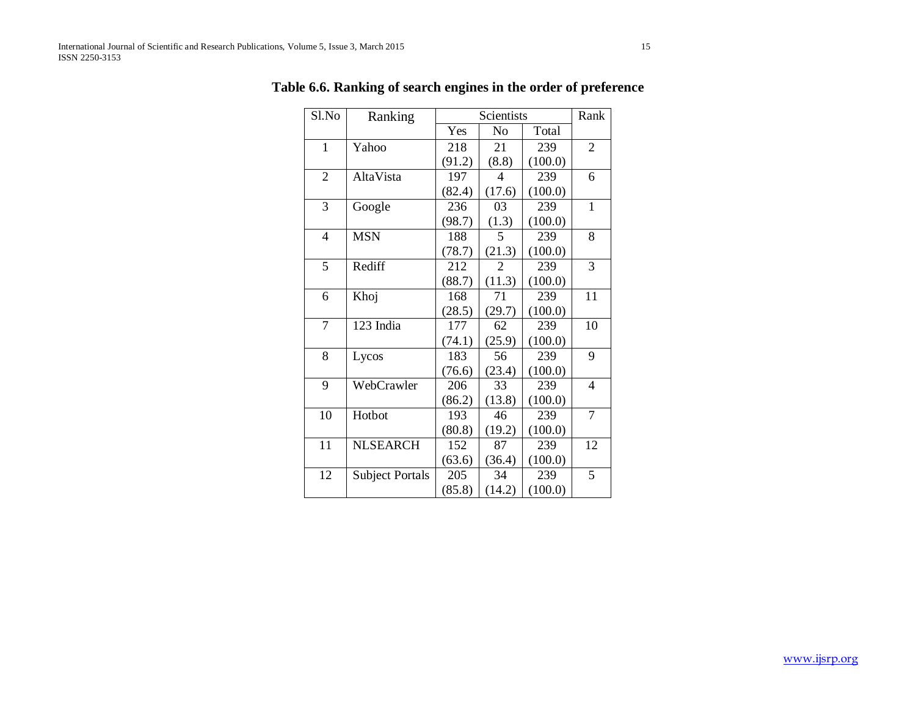**Table 6.6. Ranking of search engines in the order of preference**

| Sl.No | Ranking | Scientists | | | Rank |
|---|---|---|---|---|---|
| | | Yes | No | Total | |
| 1 | Yahoo | 218 (91.2) | 21 (8.8) | 239 (100.0) | 2 |
| 2 | AltaVista | 197 (82.4) | 4 (17.6) | 239 (100.0) | 6 |
| 3 | Google | 236 (98.7) | 03 (1.3) | 239 (100.0) | 1 |
| 4 | MSN | 188 (78.7) | 5 (21.3) | 239 (100.0) | 8 |
| 5 | Rediff | 212 (88.7) | 2 (11.3) | 239 (100.0) | 3 |
| 6 | Khoj | 168 (28.5) | 71 (29.7) | 239 (100.0) | 11 |
| 7 | 123 India | 177 (74.1) | 62 (25.9) | 239 (100.0) | 10 |
| 8 | Lycos | 183 (76.6) | 56 (23.4) | 239 (100.0) | 9 |
| 9 | WebCrawler | 206 (86.2) | 33 (13.8) | 239 (100.0) | 4 |
| 10 | Hotbot | 193 (80.8) | 46 (19.2) | 239 (100.0) | 7 |
| 11 | NLSEARCH | 152 (63.6) | 87 (36.4) | 239 (100.0) | 12 |
| 12 | Subject Portals | 205 (85.8) | 34 (14.2) | 239 (100.0) | 5 |